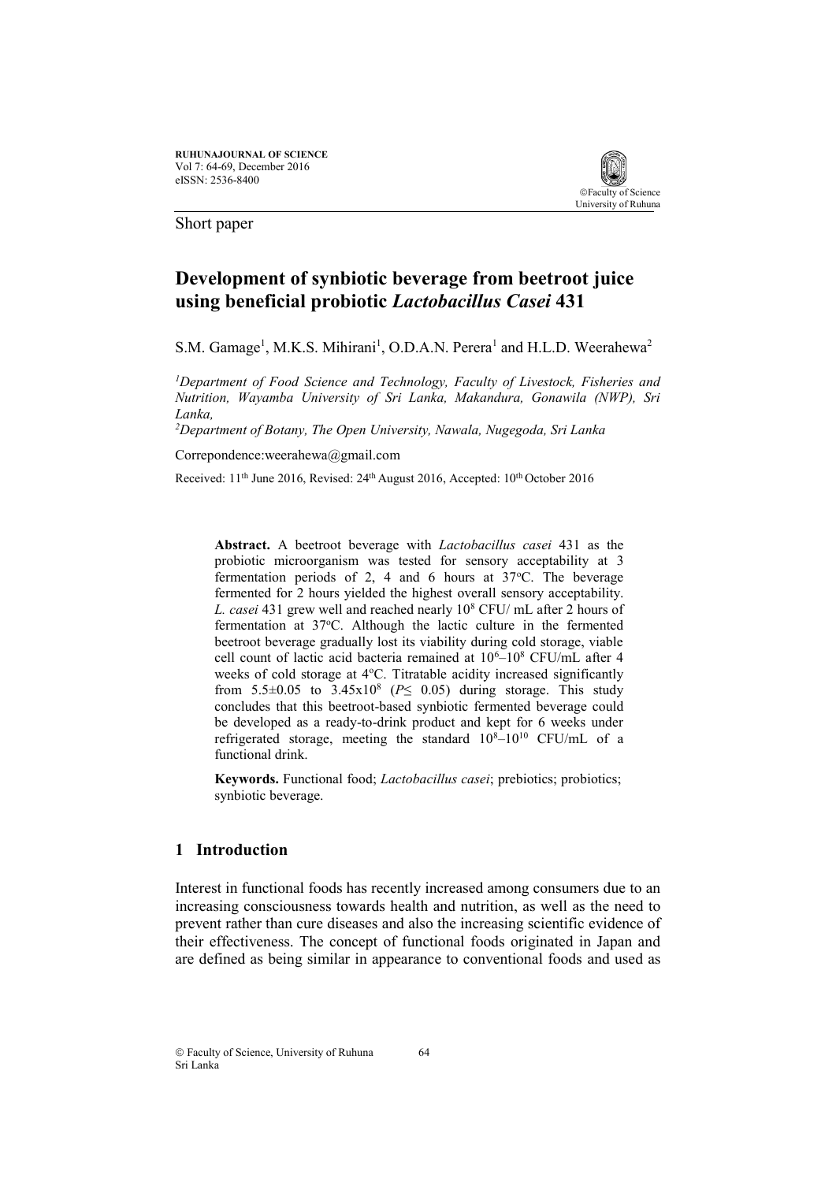Short paper

# Development of synbiotic beverage from beetroot juice using beneficial probiotic *Lactobacillus Casei* 431

S.M. Gamage[1], M.K.S. Mihirani[1], O.D.A.N. Perera[1] and H.L.D. Weerahewa[2]

[1]*Department of Food Science and Technology, Faculty of Livestock, Fisheries and Nutrition, Wayamba University of Sri Lanka, Makandura, Gonawila (NWP), Sri Lanka,*

[2]*Department of Botany, The Open University, Nawala, Nugegoda, Sri Lanka*

Correpondence:weerahewa@gmail.com

Received: 11th June 2016, Revised: 24th August 2016, Accepted: 10th October 2016

**Abstract.** A beetroot beverage with *Lactobacillus casei* 431 as the probiotic microorganism was tested for sensory acceptability at 3 fermentation periods of 2, 4 and 6 hours at 37$^{o}$C. The beverage fermented for 2 hours yielded the highest overall sensory acceptability. *L. casei* 431 grew well and reached nearly $10^{8}$ CFU/ mL after 2 hours of fermentation at 37$^{o}$C. Although the lactic culture in the fermented beetroot beverage gradually lost its viability during cold storage, viable cell count of lactic acid bacteria remained at $10^{6}$–$10^{8}$ CFU/mL after 4 weeks of cold storage at 4$^{o}$C. Titratable acidity increased significantly from 5.5±0.05 to $3.45 \times 10^{8}$ ($P \leq 0.05$) during storage. This study concludes that this beetroot-based synbiotic fermented beverage could be developed as a ready-to-drink product and kept for 6 weeks under refrigerated storage, meeting the standard $10^{8}$–$10^{10}$ CFU/mL of a functional drink.

**Keywords.** Functional food; *Lactobacillus casei*; prebiotics; probiotics; synbiotic beverage.

## 1 Introduction

Interest in functional foods has recently increased among consumers due to an increasing consciousness towards health and nutrition, as well as the need to prevent rather than cure diseases and also the increasing scientific evidence of their effectiveness. The concept of functional foods originated in Japan and are defined as being similar in appearance to conventional foods and used as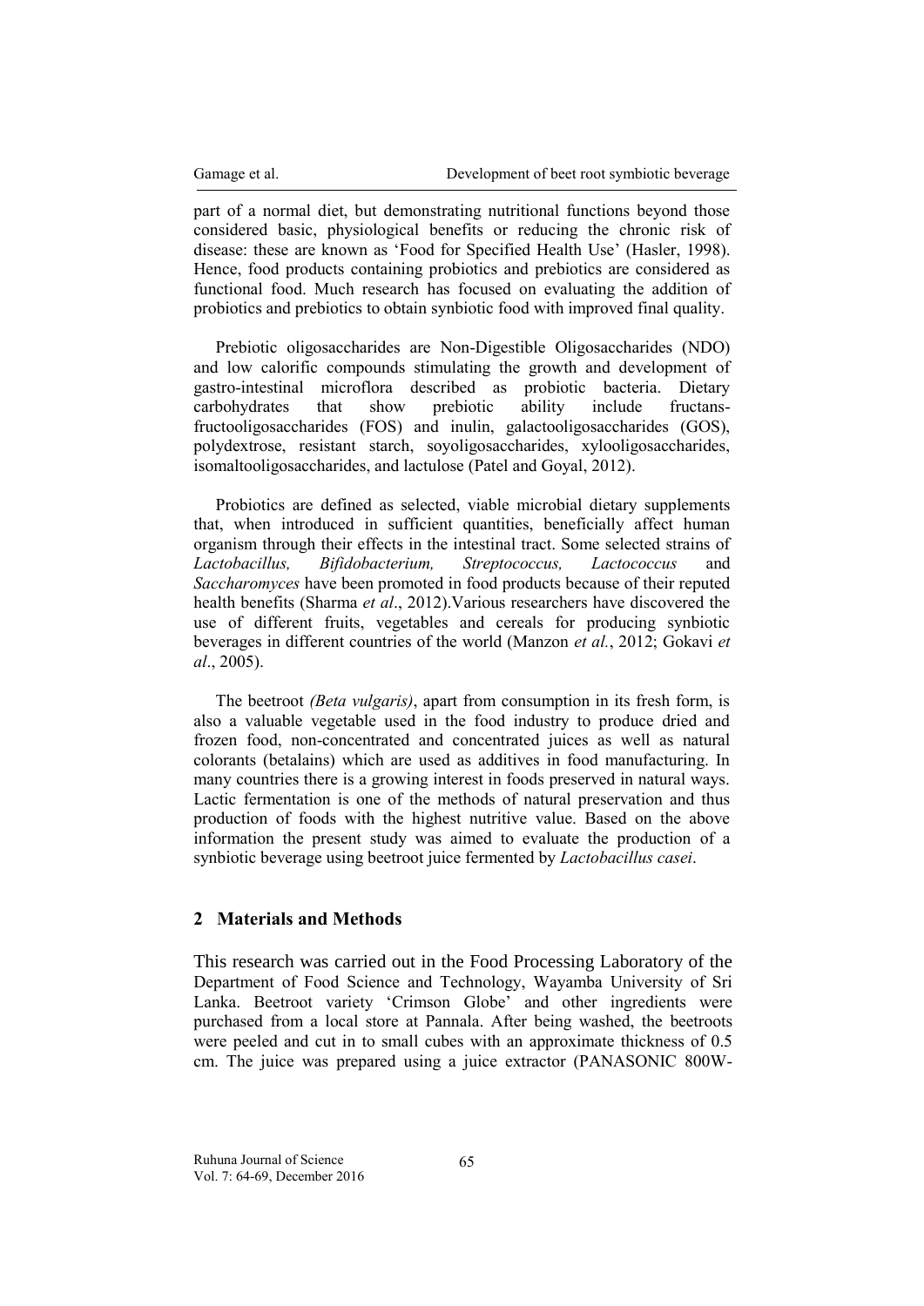part of a normal diet, but demonstrating nutritional functions beyond those considered basic, physiological benefits or reducing the chronic risk of disease: these are known as 'Food for Specified Health Use' (Hasler, 1998). Hence, food products containing probiotics and prebiotics are considered as functional food. Much research has focused on evaluating the addition of probiotics and prebiotics to obtain synbiotic food with improved final quality.

Prebiotic oligosaccharides are Non-Digestible Oligosaccharides (NDO) and low calorific compounds stimulating the growth and development of gastro-intestinal microflora described as probiotic bacteria. Dietary carbohydrates that show prebiotic ability include fructans-fructooligosaccharides (FOS) and inulin, galactooligosaccharides (GOS), polydextrose, resistant starch, soyoligosaccharides, xylooligosaccharides, isomaltooligosaccharides, and lactulose (Patel and Goyal, 2012).

Probiotics are defined as selected, viable microbial dietary supplements that, when introduced in sufficient quantities, beneficially affect human organism through their effects in the intestinal tract. Some selected strains of *Lactobacillus, Bifidobacterium, Streptococcus, Lactococcus* and *Saccharomyces* have been promoted in food products because of their reputed health benefits (Sharma *et al*., 2012).Various researchers have discovered the use of different fruits, vegetables and cereals for producing synbiotic beverages in different countries of the world (Manzon *et al.*, 2012; Gokavi *et al*., 2005).

The beetroot *(Beta vulgaris)*, apart from consumption in its fresh form, is also a valuable vegetable used in the food industry to produce dried and frozen food, non-concentrated and concentrated juices as well as natural colorants (betalains) which are used as additives in food manufacturing. In many countries there is a growing interest in foods preserved in natural ways. Lactic fermentation is one of the methods of natural preservation and thus production of foods with the highest nutritive value. Based on the above information the present study was aimed to evaluate the production of a synbiotic beverage using beetroot juice fermented by *Lactobacillus casei*.

## 2 Materials and Methods

This research was carried out in the Food Processing Laboratory of the Department of Food Science and Technology, Wayamba University of Sri Lanka. Beetroot variety 'Crimson Globe' and other ingredients were purchased from a local store at Pannala. After being washed, the beetroots were peeled and cut in to small cubes with an approximate thickness of 0.5 cm. The juice was prepared using a juice extractor (PANASONIC 800W-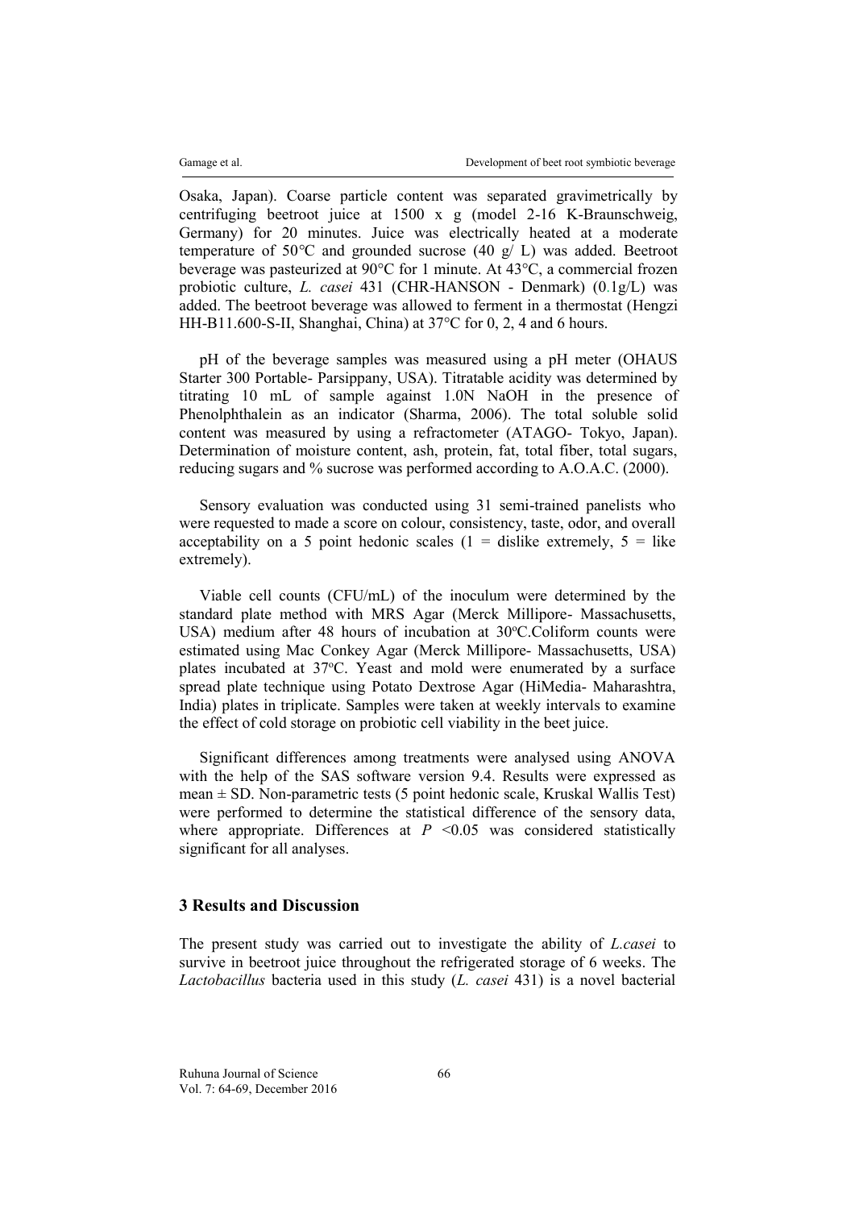Osaka, Japan). Coarse particle content was separated gravimetrically by centrifuging beetroot juice at 1500 x g (model 2-16 K-Braunschweig, Germany) for 20 minutes. Juice was electrically heated at a moderate temperature of 50°C and grounded sucrose (40 g/ L) was added. Beetroot beverage was pasteurized at 90°C for 1 minute. At 43°C, a commercial frozen probiotic culture, *L. casei* 431 (CHR-HANSON - Denmark) (0.1g/L) was added. The beetroot beverage was allowed to ferment in a thermostat (Hengzi HH-B11.600-S-II, Shanghai, China) at 37°C for 0, 2, 4 and 6 hours.

pH of the beverage samples was measured using a pH meter (OHAUS Starter 300 Portable- Parsippany, USA). Titratable acidity was determined by titrating 10 mL of sample against 1.0N NaOH in the presence of Phenolphthalein as an indicator (Sharma, 2006). The total soluble solid content was measured by using a refractometer (ATAGO- Tokyo, Japan). Determination of moisture content, ash, protein, fat, total fiber, total sugars, reducing sugars and % sucrose was performed according to A.O.A.C. (2000).

Sensory evaluation was conducted using 31 semi-trained panelists who were requested to made a score on colour, consistency, taste, odor, and overall acceptability on a 5 point hedonic scales (1 = dislike extremely, 5 = like extremely).

Viable cell counts (CFU/mL) of the inoculum were determined by the standard plate method with MRS Agar (Merck Millipore- Massachusetts, USA) medium after 48 hours of incubation at 30°C.Coliform counts were estimated using Mac Conkey Agar (Merck Millipore- Massachusetts, USA) plates incubated at 37°C. Yeast and mold were enumerated by a surface spread plate technique using Potato Dextrose Agar (HiMedia- Maharashtra, India) plates in triplicate. Samples were taken at weekly intervals to examine the effect of cold storage on probiotic cell viability in the beet juice.

Significant differences among treatments were analysed using ANOVA with the help of the SAS software version 9.4. Results were expressed as mean ± SD. Non-parametric tests (5 point hedonic scale, Kruskal Wallis Test) were performed to determine the statistical difference of the sensory data, where appropriate. Differences at $P$ <0.05 was considered statistically significant for all analyses.

## 3 Results and Discussion

The present study was carried out to investigate the ability of *L.casei* to survive in beetroot juice throughout the refrigerated storage of 6 weeks. The *Lactobacillus* bacteria used in this study (*L. casei* 431) is a novel bacterial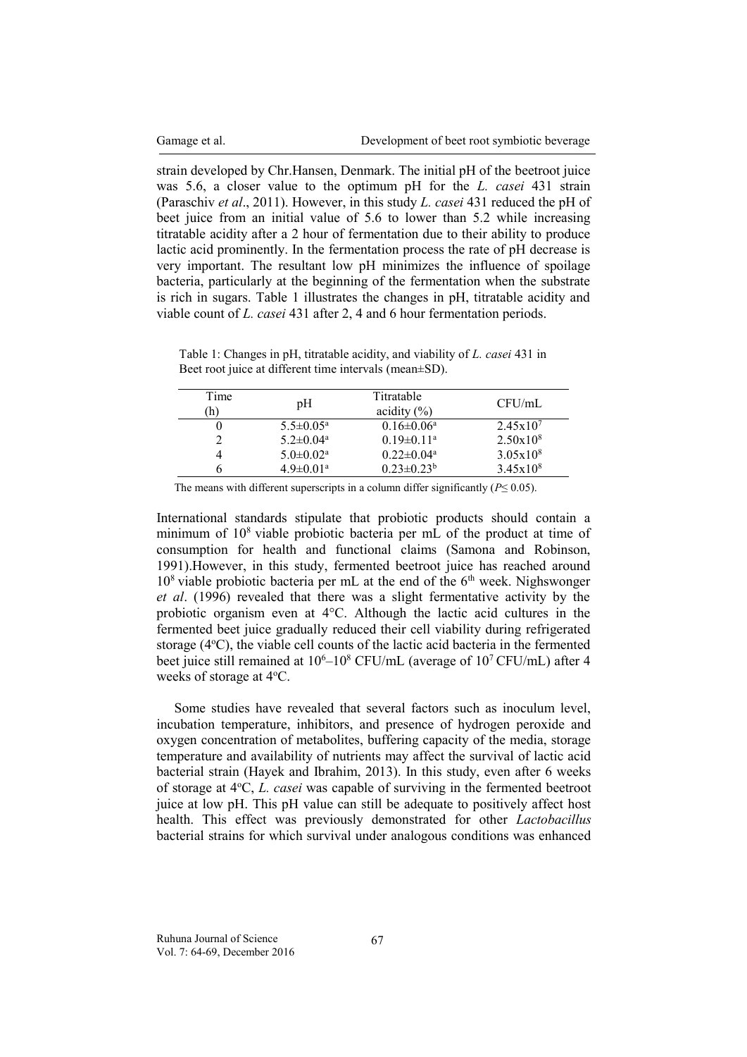strain developed by Chr.Hansen, Denmark. The initial pH of the beetroot juice was 5.6, a closer value to the optimum pH for the *L. casei* 431 strain (Paraschiv *et al*., 2011). However, in this study *L. casei* 431 reduced the pH of beet juice from an initial value of 5.6 to lower than 5.2 while increasing titratable acidity after a 2 hour of fermentation due to their ability to produce lactic acid prominently. In the fermentation process the rate of pH decrease is very important. The resultant low pH minimizes the influence of spoilage bacteria, particularly at the beginning of the fermentation when the substrate is rich in sugars. Table 1 illustrates the changes in pH, titratable acidity and viable count of *L. casei* 431 after 2, 4 and 6 hour fermentation periods.

Table 1: Changes in pH, titratable acidity, and viability of *L. casei* 431 in Beet root juice at different time intervals (mean±SD).

| Time (h) | pH | Titratable acidity (%) | CFU/mL |
|---|---|---|---|
| 0 | $5.5{\pm}0.05^{a}$ | $0.16{\pm}0.06^{a}$ | $2.45 \times 10^{7}$ |
| 2 | $5.2{\pm}0.04^{a}$ | $0.19{\pm}0.11^{a}$ | $2.50 \times 10^{8}$ |
| 4 | $5.0{\pm}0.02^{a}$ | $0.22{\pm}0.04^{a}$ | $3.05 \times 10^{8}$ |
| 6 | $4.9{\pm}0.01^{a}$ | $0.23{\pm}0.23^{b}$ | $3.45 \times 10^{8}$ |

The means with different superscripts in a column differ significantly ($P \leq 0.05$).

International standards stipulate that probiotic products should contain a minimum of $10^{8}$ viable probiotic bacteria per mL of the product at time of consumption for health and functional claims (Samona and Robinson, 1991).However, in this study, fermented beetroot juice has reached around $10^{8}$ viable probiotic bacteria per mL at the end of the 6th week. Nighswonger *et al*. (1996) revealed that there was a slight fermentative activity by the probiotic organism even at 4°C. Although the lactic acid cultures in the fermented beet juice gradually reduced their cell viability during refrigerated storage (4°C), the viable cell counts of the lactic acid bacteria in the fermented beet juice still remained at $10^{6}$–$10^{8}$ CFU/mL (average of $10^{7}$ CFU/mL) after 4 weeks of storage at 4°C.

Some studies have revealed that several factors such as inoculum level, incubation temperature, inhibitors, and presence of hydrogen peroxide and oxygen concentration of metabolites, buffering capacity of the media, storage temperature and availability of nutrients may affect the survival of lactic acid bacterial strain (Hayek and Ibrahim, 2013). In this study, even after 6 weeks of storage at 4°C, *L. casei* was capable of surviving in the fermented beetroot juice at low pH. This pH value can still be adequate to positively affect host health. This effect was previously demonstrated for other *Lactobacillus* bacterial strains for which survival under analogous conditions was enhanced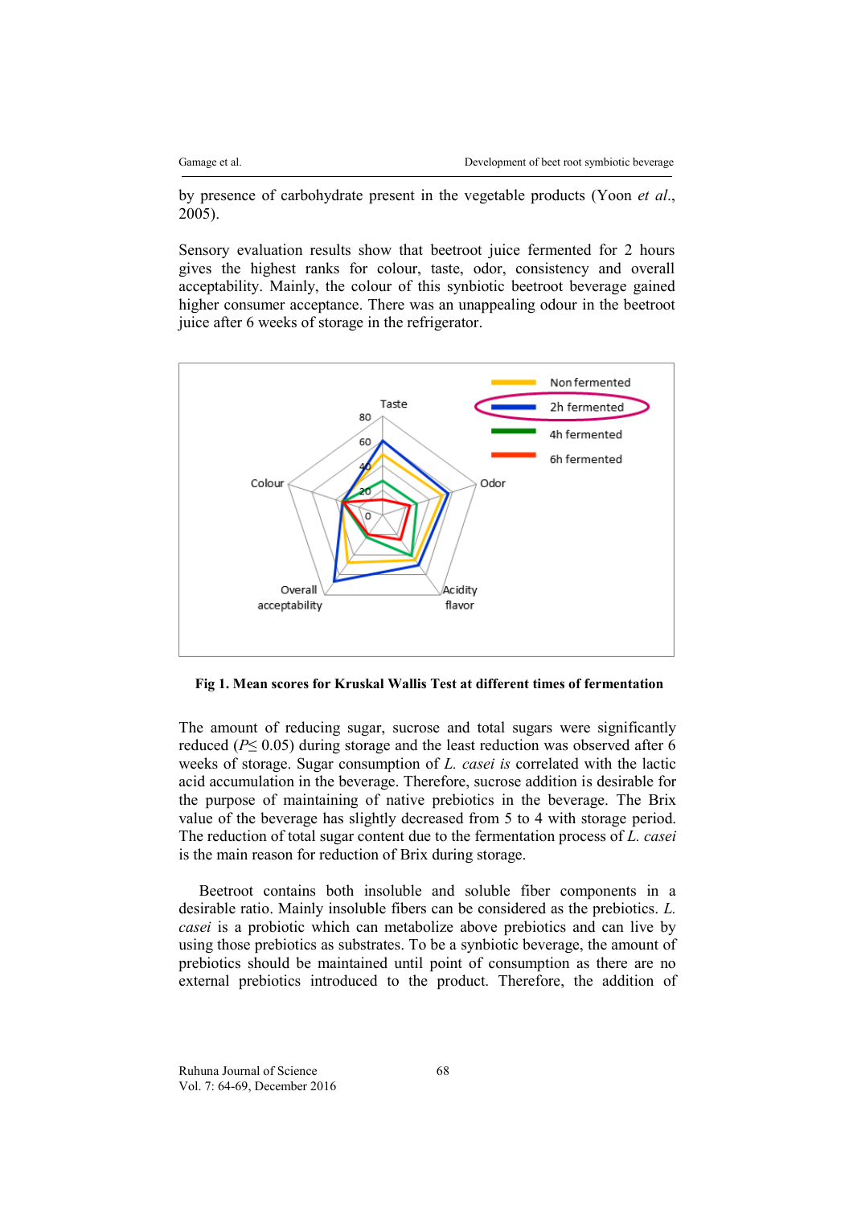by presence of carbohydrate present in the vegetable products (Yoon *et al.*, 2005).

Sensory evaluation results show that beetroot juice fermented for 2 hours gives the highest ranks for colour, taste, odor, consistency and overall acceptability. Mainly, the colour of this synbiotic beetroot beverage gained higher consumer acceptance. There was an unappealing odour in the beetroot juice after 6 weeks of storage in the refrigerator.

**Fig 1. Mean scores for Kruskal Wallis Test at different times of fermentation**

The amount of reducing sugar, sucrose and total sugars were significantly reduced ($P \leq 0.05$) during storage and the least reduction was observed after 6 weeks of storage. Sugar consumption of *L. casei is* correlated with the lactic acid accumulation in the beverage. Therefore, sucrose addition is desirable for the purpose of maintaining of native prebiotics in the beverage. The Brix value of the beverage has slightly decreased from 5 to 4 with storage period. The reduction of total sugar content due to the fermentation process of *L. casei* is the main reason for reduction of Brix during storage.

Beetroot contains both insoluble and soluble fiber components in a desirable ratio. Mainly insoluble fibers can be considered as the prebiotics. *L. casei* is a probiotic which can metabolize above prebiotics and can live by using those prebiotics as substrates. To be a synbiotic beverage, the amount of prebiotics should be maintained until point of consumption as there are no external prebiotics introduced to the product. Therefore, the addition of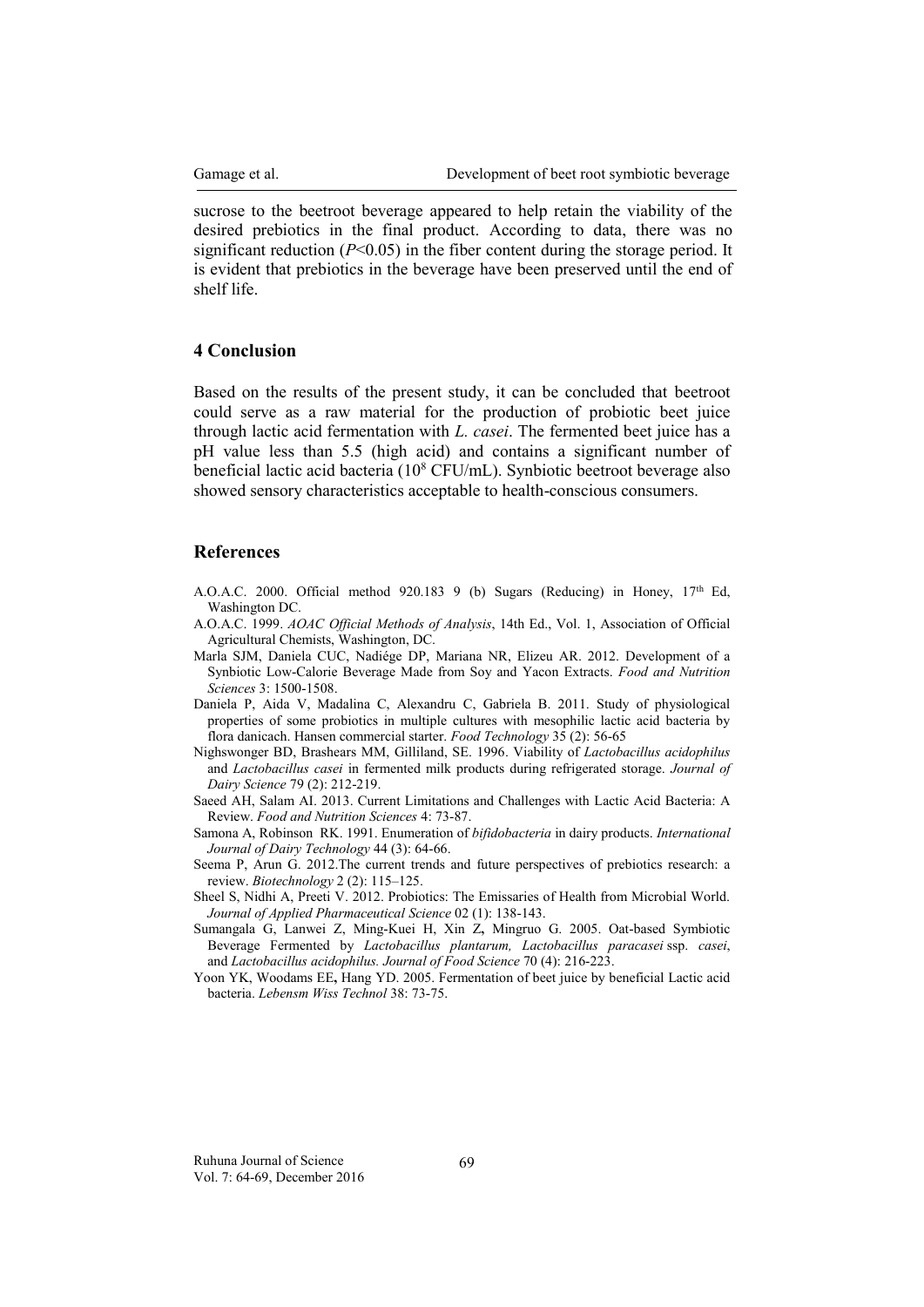sucrose to the beetroot beverage appeared to help retain the viability of the desired prebiotics in the final product. According to data, there was no significant reduction ($P$<0.05) in the fiber content during the storage period. It is evident that prebiotics in the beverage have been preserved until the end of shelf life.

## 4 Conclusion

Based on the results of the present study, it can be concluded that beetroot could serve as a raw material for the production of probiotic beet juice through lactic acid fermentation with *L. casei*. The fermented beet juice has a pH value less than 5.5 (high acid) and contains a significant number of beneficial lactic acid bacteria ($10^8$ CFU/mL). Synbiotic beetroot beverage also showed sensory characteristics acceptable to health-conscious consumers.

## References

A.O.A.C. 2000. Official method 920.183 9 (b) Sugars (Reducing) in Honey, 17th Ed, Washington DC.

A.O.A.C. 1999. *AOAC Official Methods of Analysis*, 14th Ed., Vol. 1, Association of Official Agricultural Chemists, Washington, DC.

Marla SJM, Daniela CUC, Nadiége DP, Mariana NR, Elizeu AR. 2012. Development of a Synbiotic Low-Calorie Beverage Made from Soy and Yacon Extracts. *Food and Nutrition Sciences* 3: 1500-1508.

Daniela P, Aida V, Madalina C, Alexandru C, Gabriela B. 2011. Study of physiological properties of some probiotics in multiple cultures with mesophilic lactic acid bacteria by flora danicach. Hansen commercial starter. *Food Technology* 35 (2): 56-65

Nighswonger BD, Brashears MM, Gilliland, SE. 1996. Viability of *Lactobacillus acidophilus* and *Lactobacillus casei* in fermented milk products during refrigerated storage. *Journal of Dairy Science* 79 (2): 212-219.

Saeed AH, Salam AI. 2013. Current Limitations and Challenges with Lactic Acid Bacteria: A Review. *Food and Nutrition Sciences* 4: 73-87.

Samona A, Robinson RK. 1991. Enumeration of *bifidobacteria* in dairy products. *International Journal of Dairy Technology* 44 (3): 64-66.

Seema P, Arun G. 2012.The current trends and future perspectives of prebiotics research: a review. *Biotechnology* 2 (2): 115–125.

Sheel S, Nidhi A, Preeti V. 2012. Probiotics: The Emissaries of Health from Microbial World. *Journal of Applied Pharmaceutical Science* 02 (1): 138-143.

Sumangala G, Lanwei Z, Ming-Kuei H, Xin Z, Mingruo G. 2005. Oat-based Symbiotic Beverage Fermented by *Lactobacillus plantarum, Lactobacillus paracasei* ssp. *casei*, and *Lactobacillus acidophilus. Journal of Food Science* 70 (4): 216-223.

Yoon YK, Woodams EE, Hang YD. 2005. Fermentation of beet juice by beneficial Lactic acid bacteria. *Lebensm Wiss Technol* 38: 73-75.